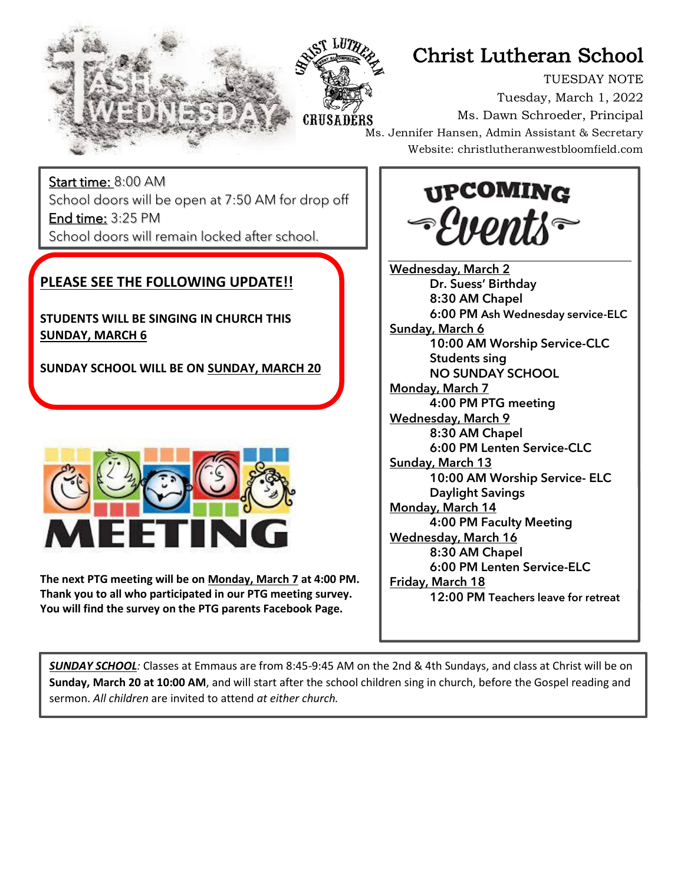# Christ Lutheran School

TUESDAY NOTE
Tuesday, March 1, 2022
Ms. Dawn Schroeder, Principal
Ms. Jennifer Hansen, Admin Assistant & Secretary
Website: christlutheranwestbloomfield.com

Start time: 8:00 AM
School doors will be open at 7:50 AM for drop off
End time: 3:25 PM
School doors will remain locked after school.

**PLEASE SEE THE FOLLOWING UPDATE!!**

**STUDENTS WILL BE SINGING IN CHURCH THIS SUNDAY, MARCH 6**

**SUNDAY SCHOOL WILL BE ON SUNDAY, MARCH 20**

**MEETING**

**The next PTG meeting will be on Monday, March 7 at 4:00 PM. Thank you to all who participated in our PTG meeting survey. You will find the survey on the PTG parents Facebook Page.**

## UPCOMING Events

**Wednesday, March 2**
- Dr. Suess' Birthday
- 8:30 AM Chapel
- 6:00 PM Ash Wednesday service-ELC

**Sunday, March 6**
- 10:00 AM Worship Service-CLC
- Students sing
- NO SUNDAY SCHOOL

**Monday, March 7**
- 4:00 PM PTG meeting

**Wednesday, March 9**
- 8:30 AM Chapel
- 6:00 PM Lenten Service-CLC

**Sunday, March 13**
- 10:00 AM Worship Service- ELC
- Daylight Savings

**Monday, March 14**
- 4:00 PM Faculty Meeting

**Wednesday, March 16**
- 8:30 AM Chapel
- 6:00 PM Lenten Service-ELC

**Friday, March 18**
- 12:00 PM Teachers leave for retreat

***SUNDAY SCHOOL***: Classes at Emmaus are from 8:45-9:45 AM on the 2nd & 4th Sundays, and class at Christ will be on **Sunday, March 20 at 10:00 AM**, and will start after the school children sing in church, before the Gospel reading and sermon. *All children* are invited to attend *at either church.*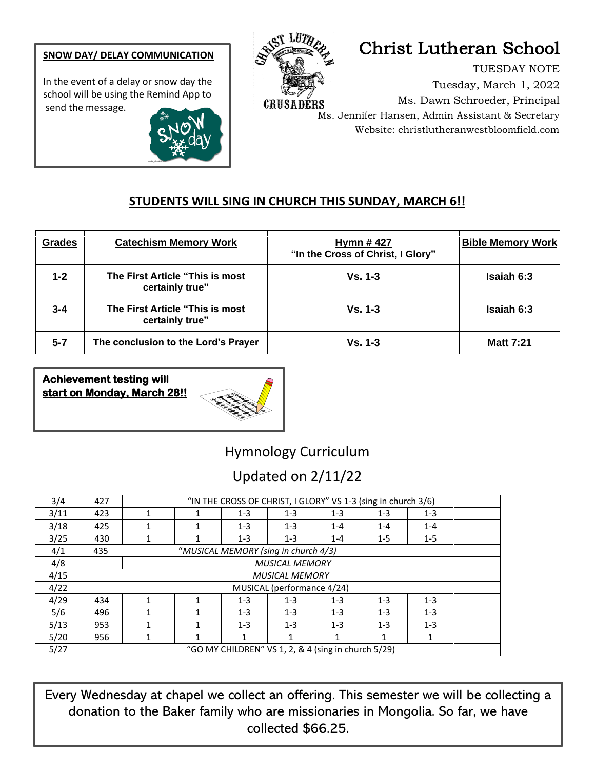**SNOW DAY/ DELAY COMMUNICATION**

In the event of a delay or snow day the school will be using the Remind App to send the message.

# Christ Lutheran School

TUESDAY NOTE
Tuesday, March 1, 2022
Ms. Dawn Schroeder, Principal
Ms. Jennifer Hansen, Admin Assistant & Secretary
Website: christlutheranwestbloomfield.com

## STUDENTS WILL SING IN CHURCH THIS SUNDAY, MARCH 6!!

| Grades | Catechism Memory Work | Hymn # 427 "In the Cross of Christ, I Glory" | Bible Memory Work |
|---|---|---|---|
| 1-2 | The First Article "This is most certainly true" | Vs. 1-3 | Isaiah 6:3 |
| 3-4 | The First Article "This is most certainly true" | Vs. 1-3 | Isaiah 6:3 |
| 5-7 | The conclusion to the Lord's Prayer | Vs. 1-3 | Matt 7:21 |

**Achievement testing will start on Monday, March 28!!**

## Hymnology Curriculum

## Updated on 2/11/22

| | | | | | | | | | |
|---|---|---|---|---|---|---|---|---|---|
| 3/4 | 427 | "IN THE CROSS OF CHRIST, I GLORY" VS 1-3 (sing in church 3/6) | | | | | | | |
| 3/11 | 423 | 1 | 1 | 1-3 | 1-3 | 1-3 | 1-3 | 1-3 | |
| 3/18 | 425 | 1 | 1 | 1-3 | 1-3 | 1-4 | 1-4 | 1-4 | |
| 3/25 | 430 | 1 | 1 | 1-3 | 1-3 | 1-4 | 1-5 | 1-5 | |
| 4/1 | 435 | *"MUSICAL MEMORY (sing in church 4/3)* | | | | | | | |
| 4/8 | | *MUSICAL MEMORY* | | | | | | | |
| 4/15 | *MUSICAL MEMORY* | | | | | | | | |
| 4/22 | MUSICAL (performance 4/24) | | | | | | | | |
| 4/29 | 434 | 1 | 1 | 1-3 | 1-3 | 1-3 | 1-3 | 1-3 | |
| 5/6 | 496 | 1 | 1 | 1-3 | 1-3 | 1-3 | 1-3 | 1-3 | |
| 5/13 | 953 | 1 | 1 | 1-3 | 1-3 | 1-3 | 1-3 | 1-3 | |
| 5/20 | 956 | 1 | 1 | 1 | 1 | 1 | 1 | 1 | |
| 5/27 | "GO MY CHILDREN" VS 1, 2, & 4 (sing in church 5/29) | | | | | | | | |

Every Wednesday at chapel we collect an offering. This semester we will be collecting a donation to the Baker family who are missionaries in Mongolia. So far, we have collected $66.25.